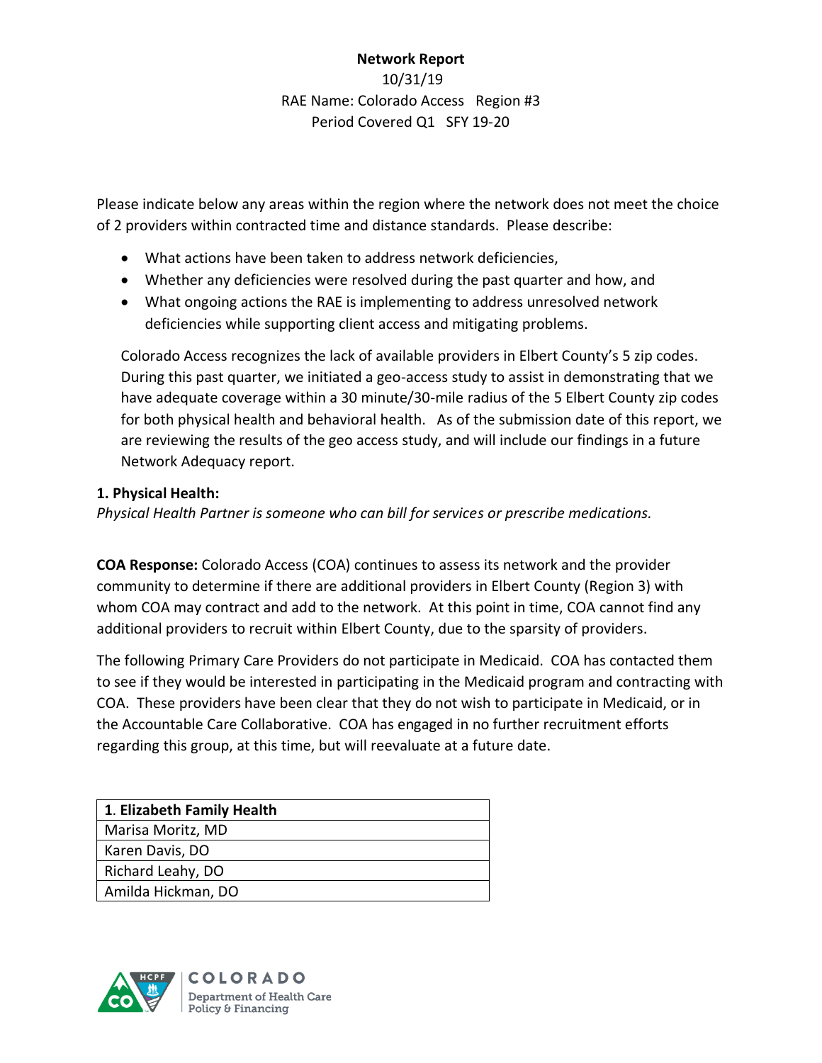**Network Report**

10/31/19

RAE Name: Colorado Access Region #3

Period Covered Q1 SFY 19-20

Please indicate below any areas within the region where the network does not meet the choice of 2 providers within contracted time and distance standards. Please describe:

- What actions have been taken to address network deficiencies,
- Whether any deficiencies were resolved during the past quarter and how, and
- What ongoing actions the RAE is implementing to address unresolved network deficiencies while supporting client access and mitigating problems.

Colorado Access recognizes the lack of available providers in Elbert County's 5 zip codes. During this past quarter, we initiated a geo-access study to assist in demonstrating that we have adequate coverage within a 30 minute/30-mile radius of the 5 Elbert County zip codes for both physical health and behavioral health. As of the submission date of this report, we are reviewing the results of the geo access study, and will include our findings in a future Network Adequacy report.

**1. Physical Health:**

*Physical Health Partner is someone who can bill for services or prescribe medications.*

**COA Response:** Colorado Access (COA) continues to assess its network and the provider community to determine if there are additional providers in Elbert County (Region 3) with whom COA may contract and add to the network. At this point in time, COA cannot find any additional providers to recruit within Elbert County, due to the sparsity of providers.

The following Primary Care Providers do not participate in Medicaid. COA has contacted them to see if they would be interested in participating in the Medicaid program and contracting with COA. These providers have been clear that they do not wish to participate in Medicaid, or in the Accountable Care Collaborative. COA has engaged in no further recruitment efforts regarding this group, at this time, but will reevaluate at a future date.

| 1. **Elizabeth Family Health** |
|---|
| Marisa Moritz, MD |
| Karen Davis, DO |
| Richard Leahy, DO |
| Amilda Hickman, DO |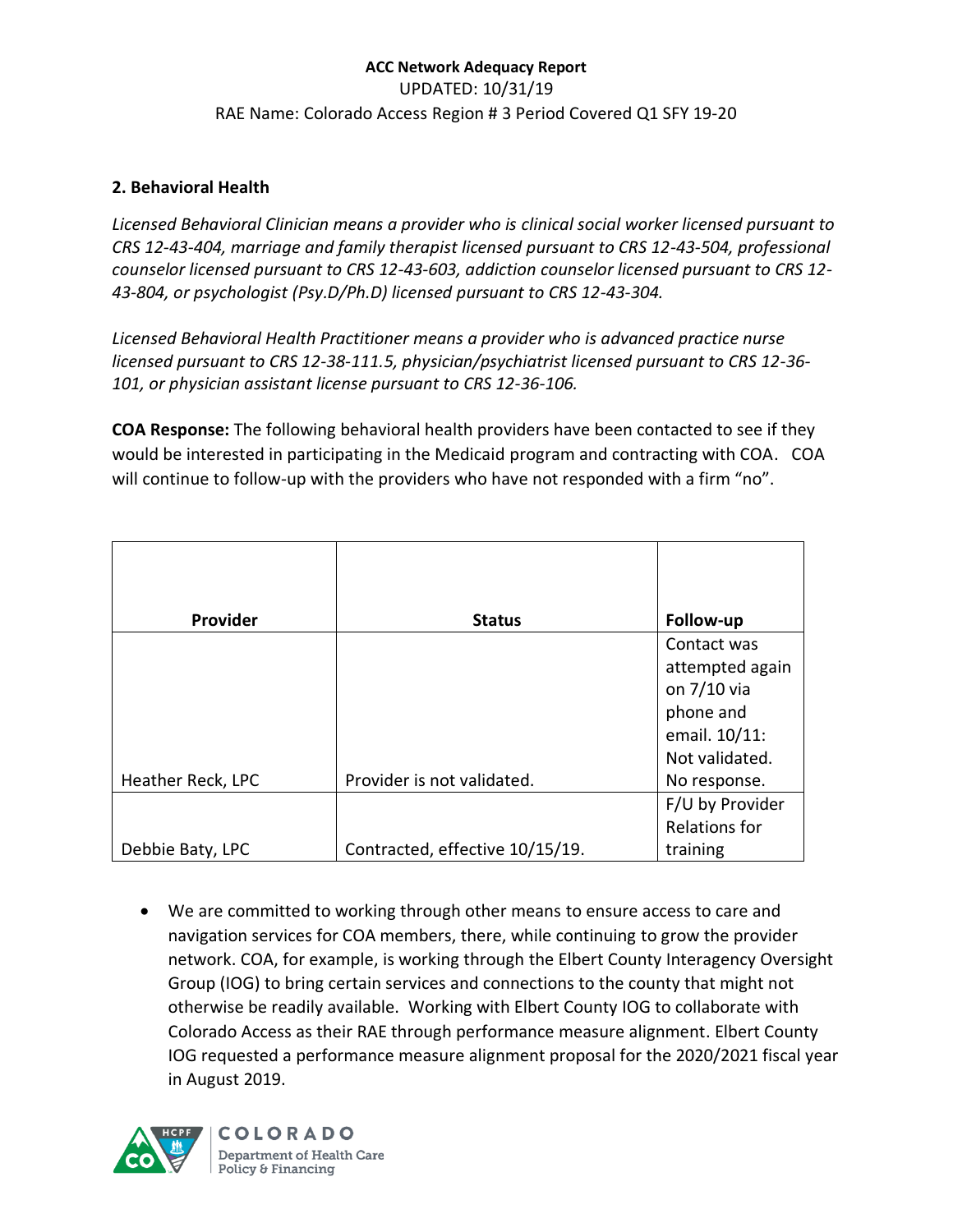## 2. Behavioral Health

*Licensed Behavioral Clinician means a provider who is clinical social worker licensed pursuant to CRS 12-43-404, marriage and family therapist licensed pursuant to CRS 12-43-504, professional counselor licensed pursuant to CRS 12-43-603, addiction counselor licensed pursuant to CRS 12-43-804, or psychologist (Psy.D/Ph.D) licensed pursuant to CRS 12-43-304.*

*Licensed Behavioral Health Practitioner means a provider who is advanced practice nurse licensed pursuant to CRS 12-38-111.5, physician/psychiatrist licensed pursuant to CRS 12-36-101, or physician assistant license pursuant to CRS 12-36-106.*

**COA Response:** The following behavioral health providers have been contacted to see if they would be interested in participating in the Medicaid program and contracting with COA. COA will continue to follow-up with the providers who have not responded with a firm "no".

| Provider | Status | Follow-up |
|---|---|---|
| Heather Reck, LPC | Provider is not validated. | Contact was attempted again on 7/10 via phone and email. 10/11: Not validated. No response. |
| Debbie Baty, LPC | Contracted, effective 10/15/19. | F/U by Provider Relations for training |

- We are committed to working through other means to ensure access to care and navigation services for COA members, there, while continuing to grow the provider network. COA, for example, is working through the Elbert County Interagency Oversight Group (IOG) to bring certain services and connections to the county that might not otherwise be readily available. Working with Elbert County IOG to collaborate with Colorado Access as their RAE through performance measure alignment. Elbert County IOG requested a performance measure alignment proposal for the 2020/2021 fiscal year in August 2019.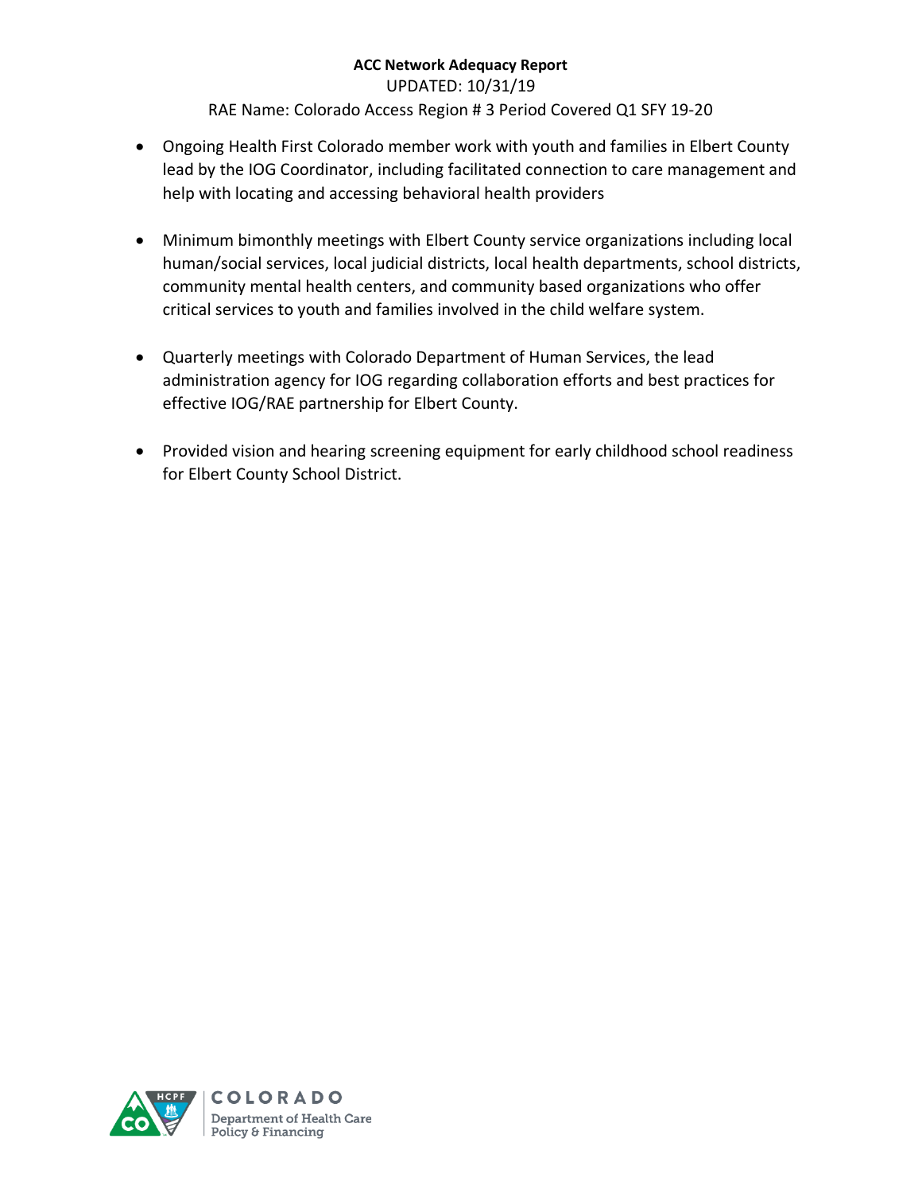- Ongoing Health First Colorado member work with youth and families in Elbert County lead by the IOG Coordinator, including facilitated connection to care management and help with locating and accessing behavioral health providers

- Minimum bimonthly meetings with Elbert County service organizations including local human/social services, local judicial districts, local health departments, school districts, community mental health centers, and community based organizations who offer critical services to youth and families involved in the child welfare system.

- Quarterly meetings with Colorado Department of Human Services, the lead administration agency for IOG regarding collaboration efforts and best practices for effective IOG/RAE partnership for Elbert County.

- Provided vision and hearing screening equipment for early childhood school readiness for Elbert County School District.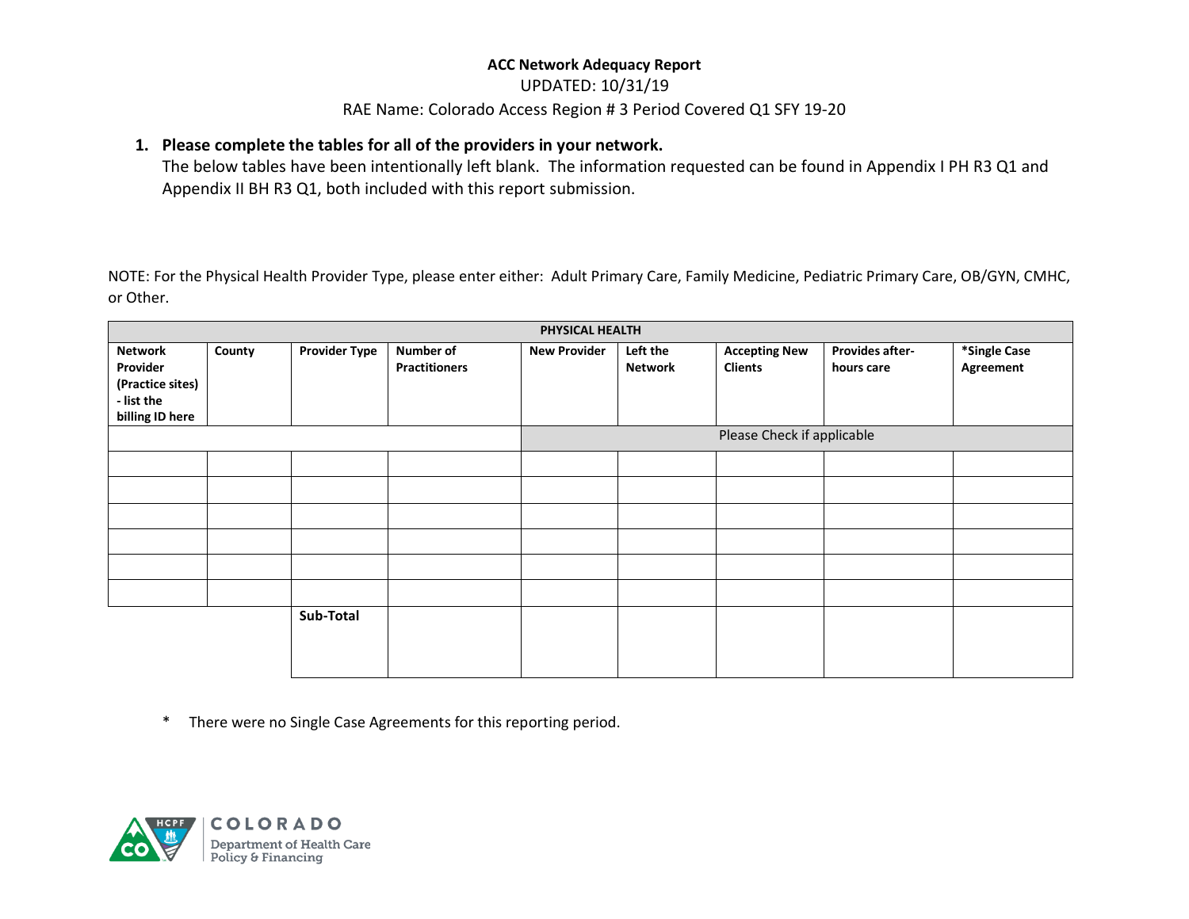**ACC Network Adequacy Report**

UPDATED: 10/31/19

RAE Name: Colorado Access Region # 3 Period Covered Q1 SFY 19-20

1. **Please complete the tables for all of the providers in your network.**
   The below tables have been intentionally left blank. The information requested can be found in Appendix I PH R3 Q1 and Appendix II BH R3 Q1, both included with this report submission.

NOTE: For the Physical Health Provider Type, please enter either: Adult Primary Care, Family Medicine, Pediatric Primary Care, OB/GYN, CMHC, or Other.

| PHYSICAL HEALTH | | | | | | | | |
|---|---|---|---|---|---|---|---|---|
| **Network Provider (Practice sites) - list the billing ID here** | **County** | **Provider Type** | **Number of Practitioners** | **New Provider** | **Left the Network** | **Accepting New Clients** | **Provides after-hours care** | ***Single Case Agreement** |
| | | | | Please Check if applicable | | | | |
| | | | | | | | | |
| | | | | | | | | |
| | | | | | | | | |
| | | | | | | | | |
| | | | | | | | | |
| | | | | | | | | |
| | | **Sub-Total** | | | | | | |

\* There were no Single Case Agreements for this reporting period.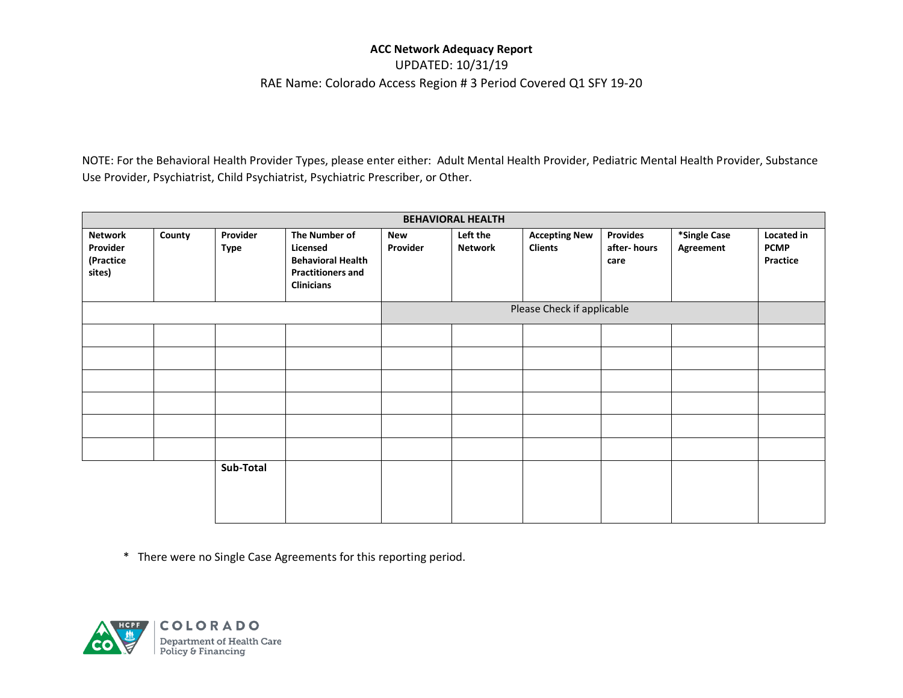**ACC Network Adequacy Report**

UPDATED: 10/31/19

RAE Name: Colorado Access Region # 3 Period Covered Q1 SFY 19-20

NOTE: For the Behavioral Health Provider Types, please enter either: Adult Mental Health Provider, Pediatric Mental Health Provider, Substance Use Provider, Psychiatrist, Child Psychiatrist, Psychiatric Prescriber, or Other.

| **BEHAVIORAL HEALTH** | | | | | | | | | |
|---|---|---|---|---|---|---|---|---|---|
| **Network Provider (Practice sites)** | **County** | **Provider Type** | **The Number of Licensed Behavioral Health Practitioners and Clinicians** | **New Provider** | **Left the Network** | **Accepting New Clients** | **Provides after- hours care** | ***Single Case Agreement** | **Located in PCMP Practice** |
| | | | | Please Check if applicable | | | | | |
| | | | | | | | | | |
| | | | | | | | | | |
| | | | | | | | | | |
| | | | | | | | | | |
| | | | | | | | | | |
| | | | | | | | | | |
| | | **Sub-Total** | | | | | | | |

\* There were no Single Case Agreements for this reporting period.

COLORADO
Department of Health Care Policy & Financing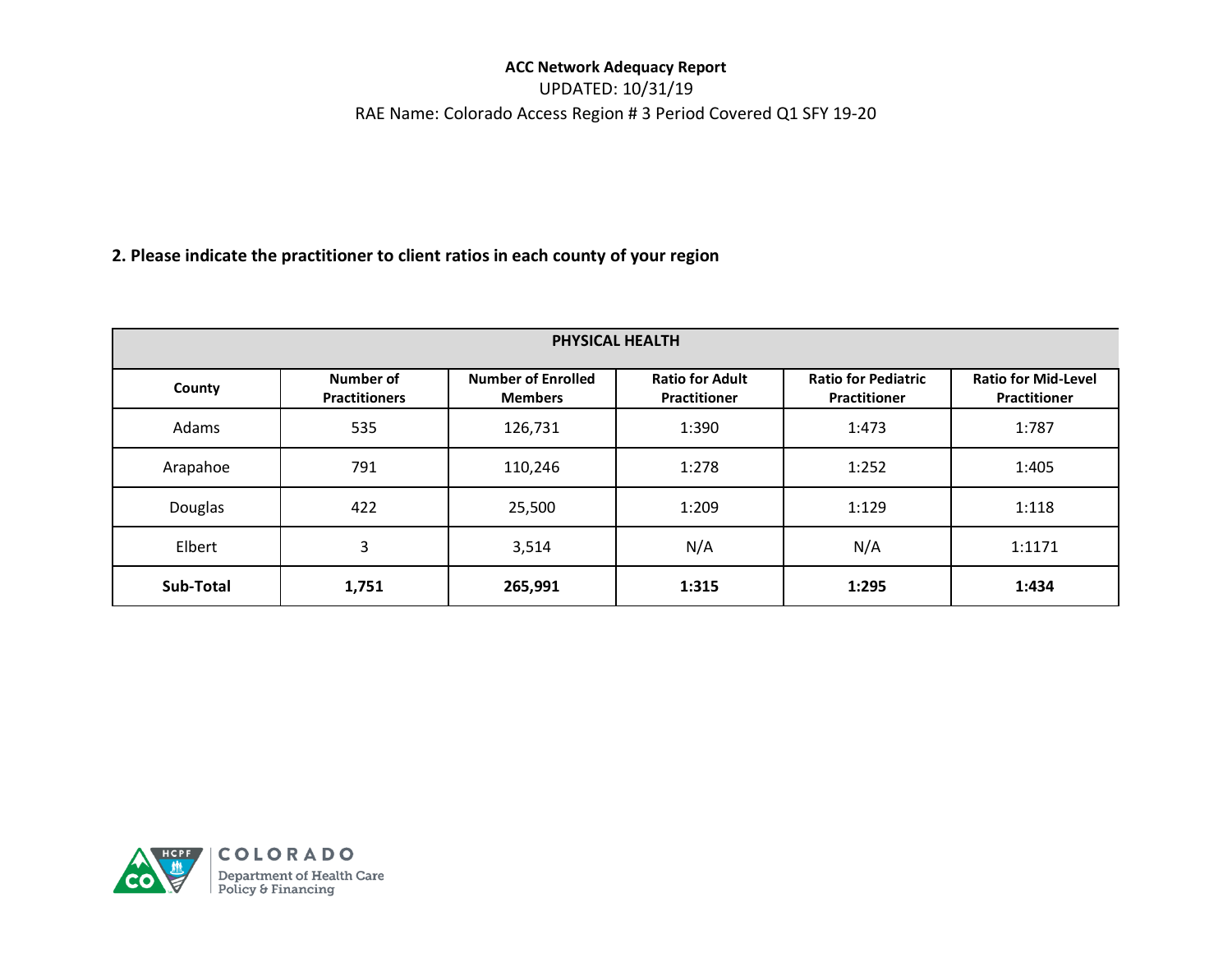**ACC Network Adequacy Report**

UPDATED: 10/31/19

RAE Name: Colorado Access Region # 3 Period Covered Q1 SFY 19-20

**2. Please indicate the practitioner to client ratios in each county of your region**

| PHYSICAL HEALTH | | | | | |
|---|---|---|---|---|---|
| **County** | **Number of Practitioners** | **Number of Enrolled Members** | **Ratio for Adult Practitioner** | **Ratio for Pediatric Practitioner** | **Ratio for Mid-Level Practitioner** |
| Adams | 535 | 126,731 | 1:390 | 1:473 | 1:787 |
| Arapahoe | 791 | 110,246 | 1:278 | 1:252 | 1:405 |
| Douglas | 422 | 25,500 | 1:209 | 1:129 | 1:118 |
| Elbert | 3 | 3,514 | N/A | N/A | 1:1171 |
| **Sub-Total** | **1,751** | **265,991** | **1:315** | **1:295** | **1:434** |

COLORADO Department of Health Care Policy & Financing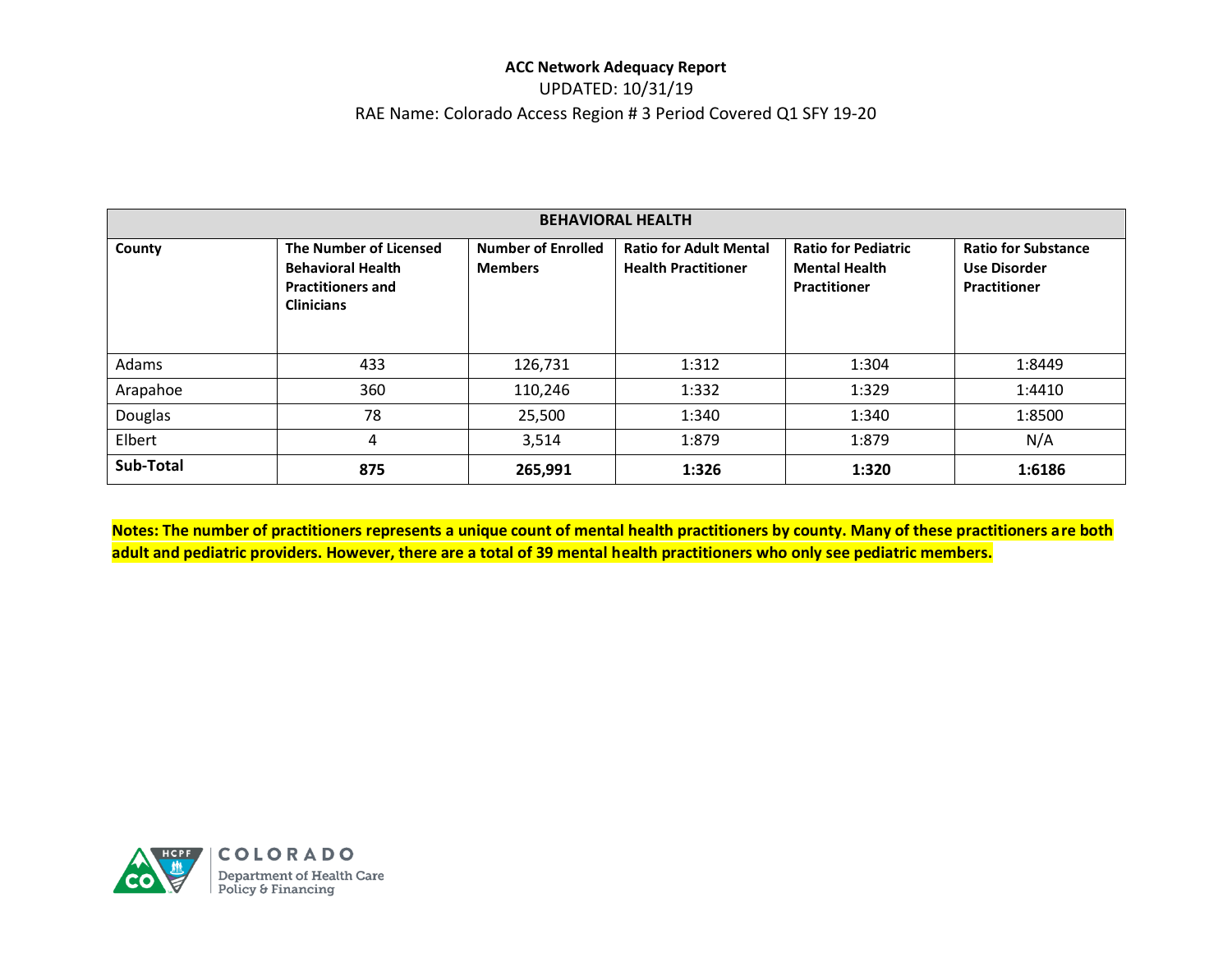**ACC Network Adequacy Report**

UPDATED: 10/31/19

RAE Name: Colorado Access Region # 3 Period Covered Q1 SFY 19-20

| BEHAVIORAL HEALTH | | | | | |
|---|---|---|---|---|---|
| **County** | **The Number of Licensed Behavioral Health Practitioners and Clinicians** | **Number of Enrolled Members** | **Ratio for Adult Mental Health Practitioner** | **Ratio for Pediatric Mental Health Practitioner** | **Ratio for Substance Use Disorder Practitioner** |
| Adams | 433 | 126,731 | 1:312 | 1:304 | 1:8449 |
| Arapahoe | 360 | 110,246 | 1:332 | 1:329 | 1:4410 |
| Douglas | 78 | 25,500 | 1:340 | 1:340 | 1:8500 |
| Elbert | 4 | 3,514 | 1:879 | 1:879 | N/A |
| **Sub-Total** | **875** | **265,991** | **1:326** | **1:320** | **1:6186** |

**Notes: The number of practitioners represents a unique count of mental health practitioners by county. Many of these practitioners are both adult and pediatric providers. However, there are a total of 39 mental health practitioners who only see pediatric members.**

COLORADO Department of Health Care Policy & Financing